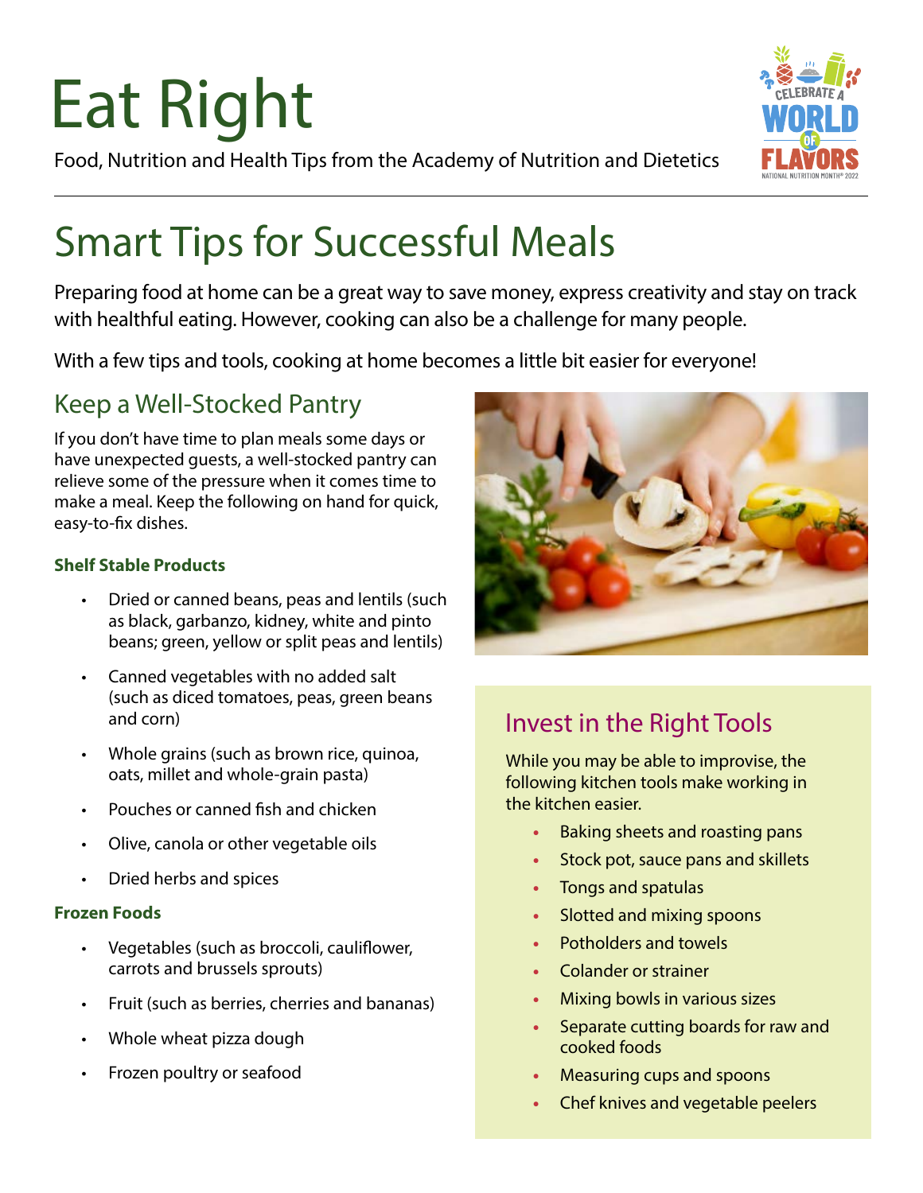# Eat Right

Food, Nutrition and Health Tips from the Academy of Nutrition and Dietetics

# Smart Tips for Successful Meals

Preparing food at home can be a great way to save money, express creativity and stay on track with healthful eating. However, cooking can also be a challenge for many people.

With a few tips and tools, cooking at home becomes a little bit easier for everyone!

## Keep a Well-Stocked Pantry

If you don't have time to plan meals some days or have unexpected guests, a well-stocked pantry can relieve some of the pressure when it comes time to make a meal. Keep the following on hand for quick, easy-to-fix dishes.

### Shelf Stable Products

- Dried or canned beans, peas and lentils (such as black, garbanzo, kidney, white and pinto beans; green, yellow or split peas and lentils)
- Canned vegetables with no added salt (such as diced tomatoes, peas, green beans and corn)
- Whole grains (such as brown rice, quinoa, oats, millet and whole-grain pasta)
- Pouches or canned fish and chicken
- Olive, canola or other vegetable oils
- Dried herbs and spices

### Frozen Foods

- Vegetables (such as broccoli, cauliflower, carrots and brussels sprouts)
- Fruit (such as berries, cherries and bananas)
- Whole wheat pizza dough
- Frozen poultry or seafood

## Invest in the Right Tools

While you may be able to improvise, the following kitchen tools make working in the kitchen easier.

- Baking sheets and roasting pans
- Stock pot, sauce pans and skillets
- Tongs and spatulas
- Slotted and mixing spoons
- Potholders and towels
- Colander or strainer
- Mixing bowls in various sizes
- Separate cutting boards for raw and cooked foods
- Measuring cups and spoons
- Chef knives and vegetable peelers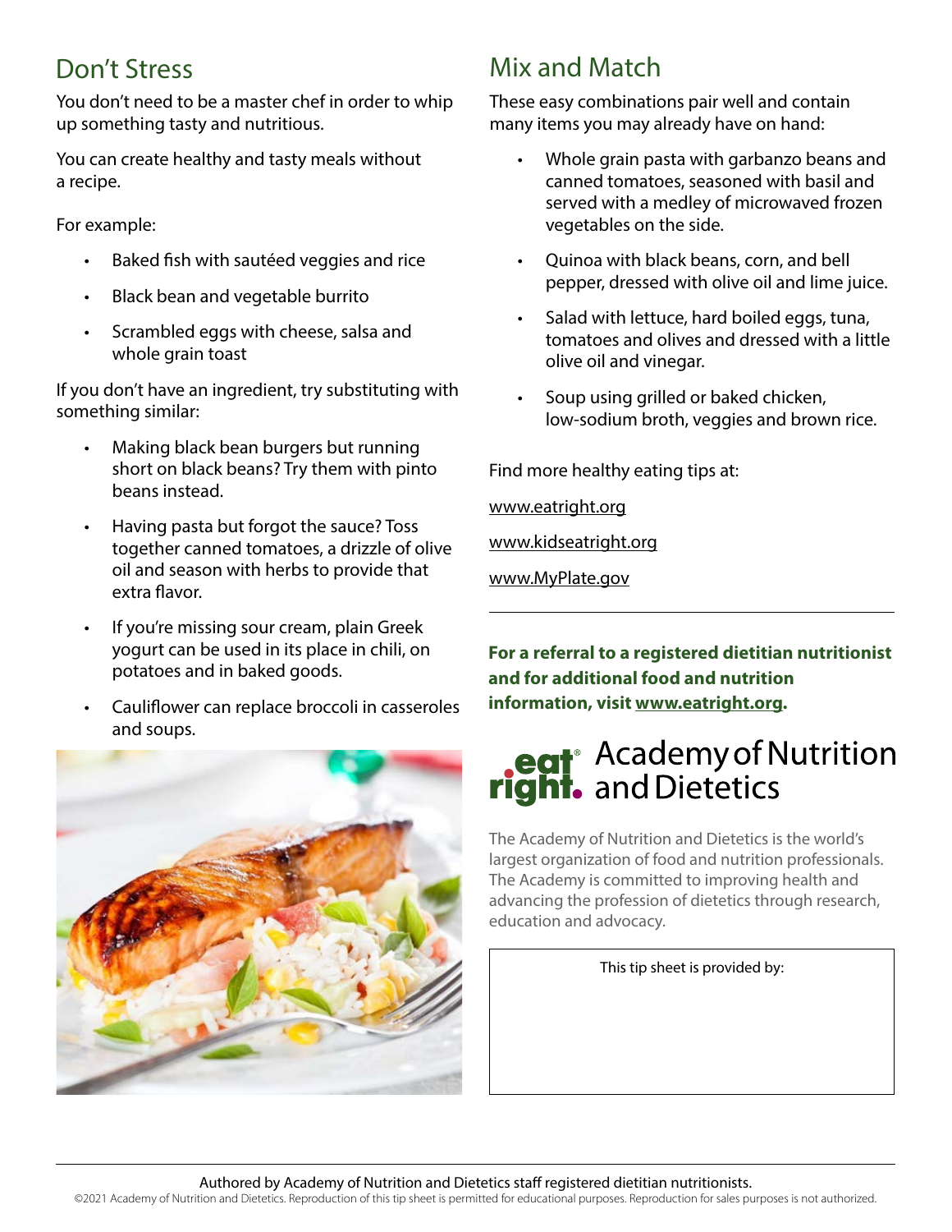## Don't Stress

You don't need to be a master chef in order to whip up something tasty and nutritious.

You can create healthy and tasty meals without a recipe.

For example:

- Baked fish with sautéed veggies and rice
- Black bean and vegetable burrito
- Scrambled eggs with cheese, salsa and whole grain toast

If you don't have an ingredient, try substituting with something similar:

- Making black bean burgers but running short on black beans? Try them with pinto beans instead.
- Having pasta but forgot the sauce? Toss together canned tomatoes, a drizzle of olive oil and season with herbs to provide that extra flavor.
- If you're missing sour cream, plain Greek yogurt can be used in its place in chili, on potatoes and in baked goods.
- Cauliflower can replace broccoli in casseroles and soups.

## Mix and Match

These easy combinations pair well and contain many items you may already have on hand:

- Whole grain pasta with garbanzo beans and canned tomatoes, seasoned with basil and served with a medley of microwaved frozen vegetables on the side.
- Quinoa with black beans, corn, and bell pepper, dressed with olive oil and lime juice.
- Salad with lettuce, hard boiled eggs, tuna, tomatoes and olives and dressed with a little olive oil and vinegar.
- Soup using grilled or baked chicken, low-sodium broth, veggies and brown rice.

Find more healthy eating tips at:

www.eatright.org

www.kidseatright.org

www.MyPlate.gov

---

**For a referral to a registered dietitian nutritionist and for additional food and nutrition information, visit www.eatright.org.**

eat right. Academy of Nutrition and Dietetics

The Academy of Nutrition and Dietetics is the world's largest organization of food and nutrition professionals. The Academy is committed to improving health and advancing the profession of dietetics through research, education and advocacy.

This tip sheet is provided by:

Authored by Academy of Nutrition and Dietetics staff registered dietitian nutritionists.

©2021 Academy of Nutrition and Dietetics. Reproduction of this tip sheet is permitted for educational purposes. Reproduction for sales purposes is not authorized.